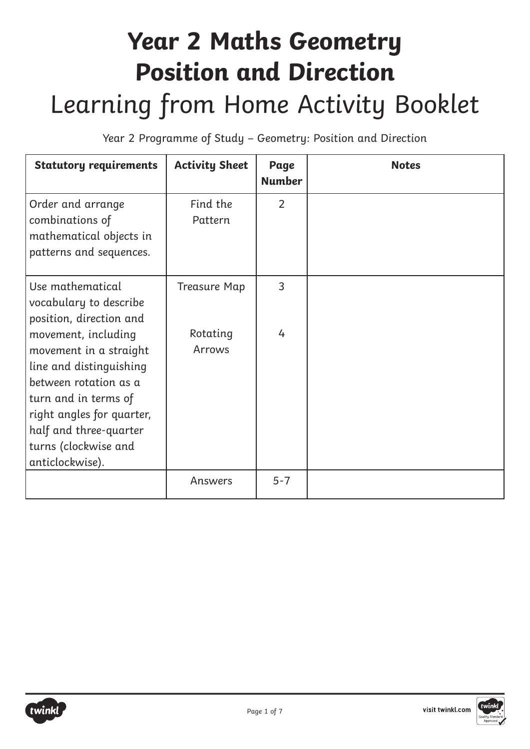# Year 2 Maths Geometry Position and Direction

## Learning from Home Activity Booklet

Year 2 Programme of Study – Geometry: Position and Direction

| Statutory requirements | Activity Sheet | Page Number | Notes |
|---|---|---|---|
| Order and arrange combinations of mathematical objects in patterns and sequences. | Find the Pattern | 2 | |
| Use mathematical vocabulary to describe position, direction and movement, including movement in a straight line and distinguishing between rotation as a turn and in terms of right angles for quarter, half and three-quarter turns (clockwise and anticlockwise). | Treasure Map<br><br>Rotating Arrows | 3<br><br>4 | |
| | Answers | 5-7 | |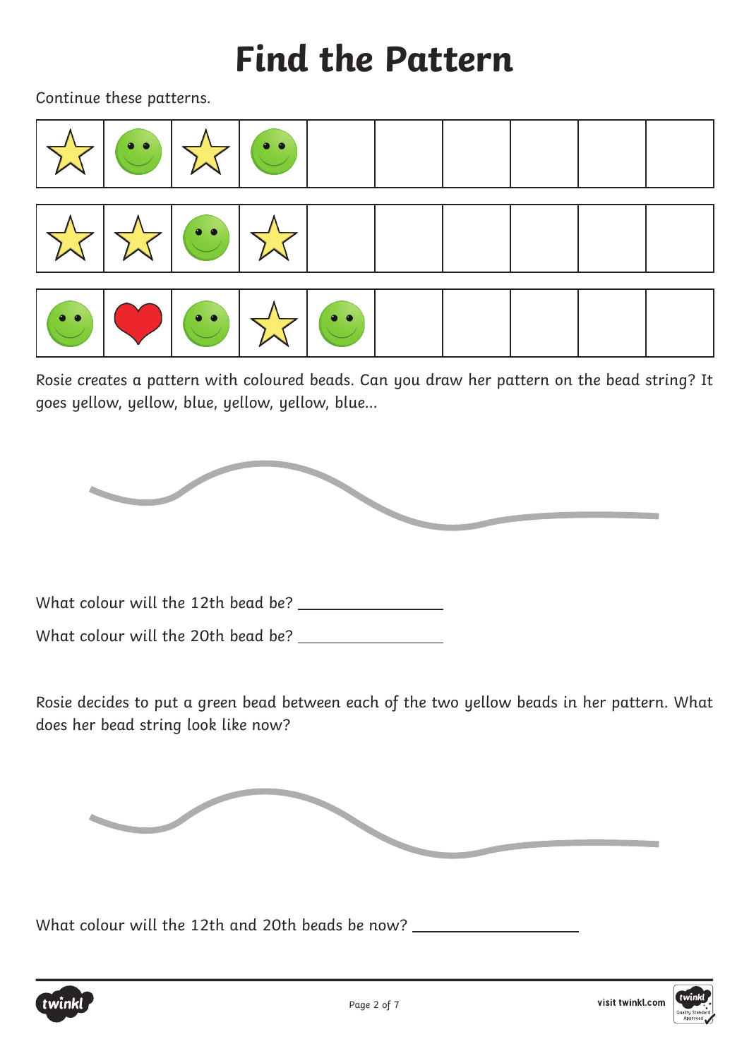# Find the Pattern

Continue these patterns.

| | | | | | | | | | |
|---|---|---|---|---|---|---|---|---|---|
| ☆ | ☺ | ☆ | ☺ | | | | | | |

| | | | | | | | | | |
|---|---|---|---|---|---|---|---|---|---|
| ☆ | ☆ | ☺ | ☆ | | | | | | |

| | | | | | | | | | |
|---|---|---|---|---|---|---|---|---|---|
| ☺ | ♥ | ☺ | ☆ | ☺ | | | | | |

Rosie creates a pattern with coloured beads. Can you draw her pattern on the bead string? It goes yellow, yellow, blue, yellow, yellow, blue...

What colour will the 12th bead be? ________________

What colour will the 20th bead be? ________________

Rosie decides to put a green bead between each of the two yellow beads in her pattern. What does her bead string look like now?

What colour will the 12th and 20th beads be now? ____________________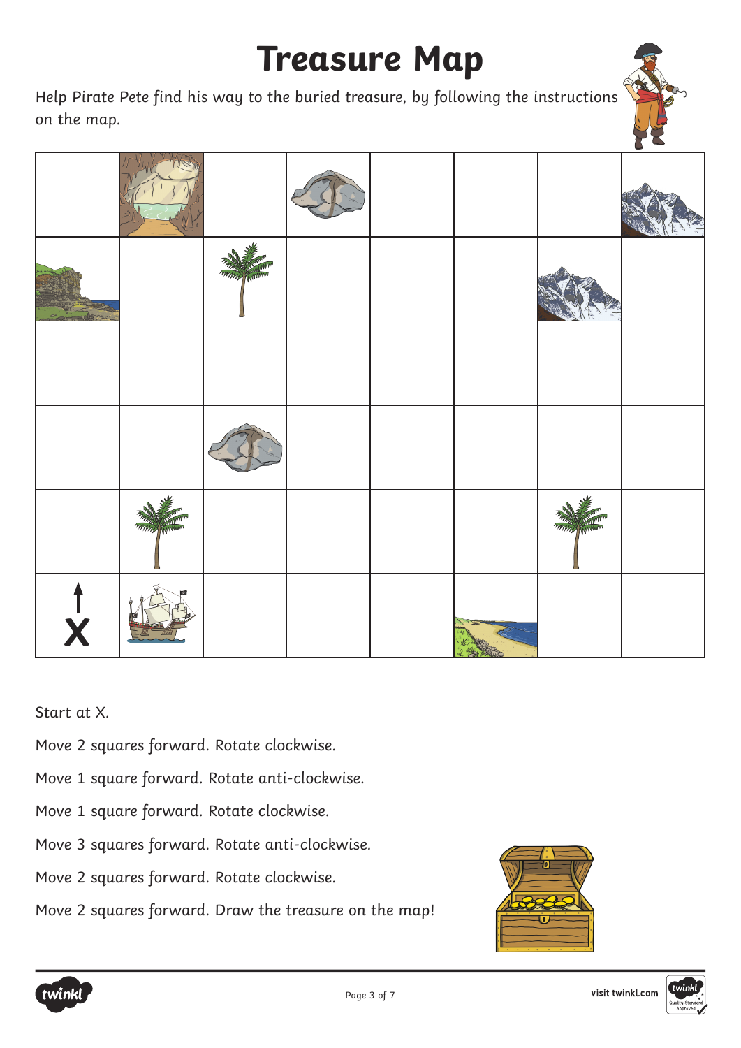# Treasure Map

Help Pirate Pete find his way to the buried treasure, by following the instructions on the map.

| | | | | | | | |
|---|---|---|---|---|---|---|---|
| | | | | | | | |
| | | | | | | | |
| | | | | | | | |
| | | | | | | | |
| | | | | | | | |
| ↑ X | | | | | | | |

Start at X.

Move 2 squares forward. Rotate clockwise.

Move 1 square forward. Rotate anti-clockwise.

Move 1 square forward. Rotate clockwise.

Move 3 squares forward. Rotate anti-clockwise.

Move 2 squares forward. Rotate clockwise.

Move 2 squares forward. Draw the treasure on the map!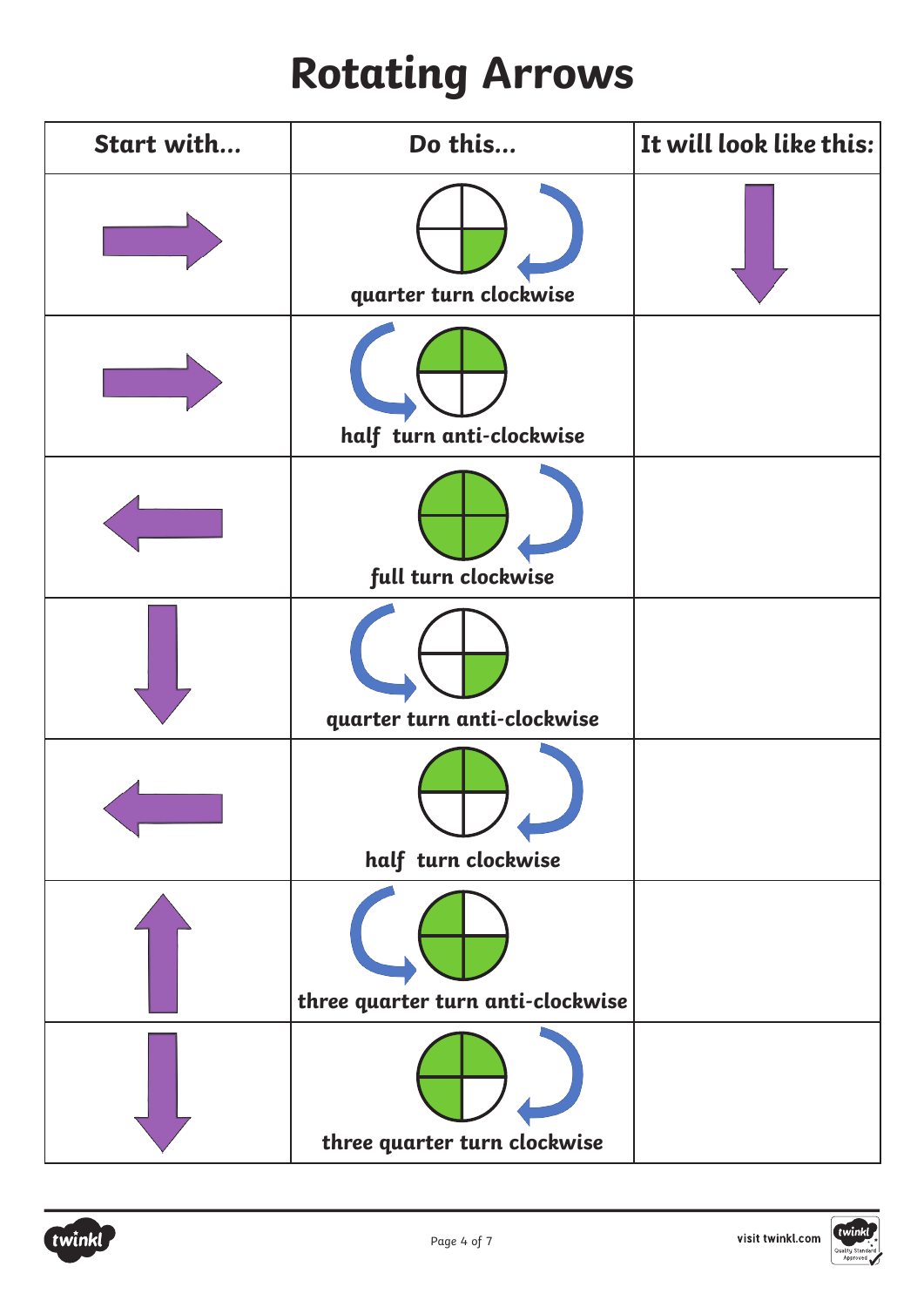# Rotating Arrows

| Start with... | Do this... | It will look like this: |
|---|---|---|
| | quarter turn clockwise | |
| | half turn anti-clockwise | |
| | full turn clockwise | |
| | quarter turn anti-clockwise | |
| | half turn clockwise | |
| | three quarter turn anti-clockwise | |
| | three quarter turn clockwise | |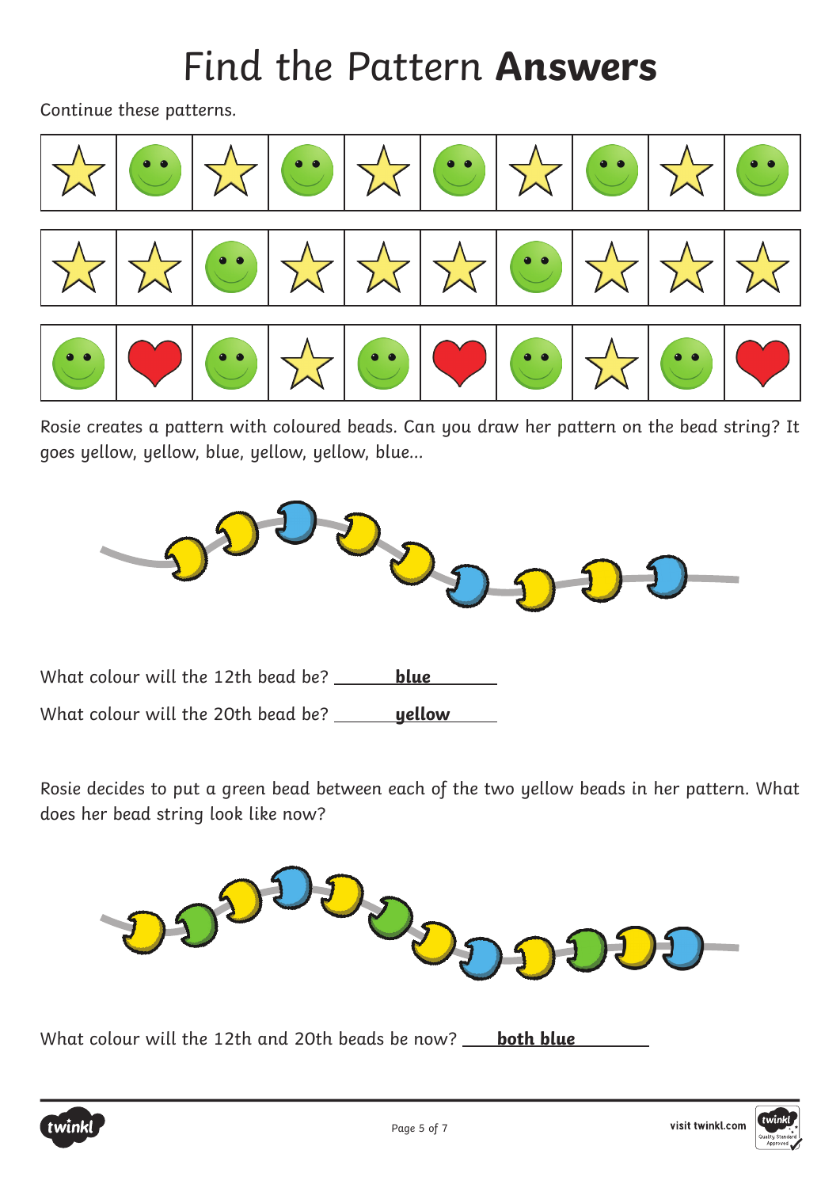# Find the Pattern **Answers**

Continue these patterns.

Rosie creates a pattern with coloured beads. Can you draw her pattern on the bead string? It goes yellow, yellow, blue, yellow, yellow, blue...

What colour will the 12th bead be? **blue**

What colour will the 20th bead be? **yellow**

Rosie decides to put a green bead between each of the two yellow beads in her pattern. What does her bead string look like now?

What colour will the 12th and 20th beads be now? **both blue**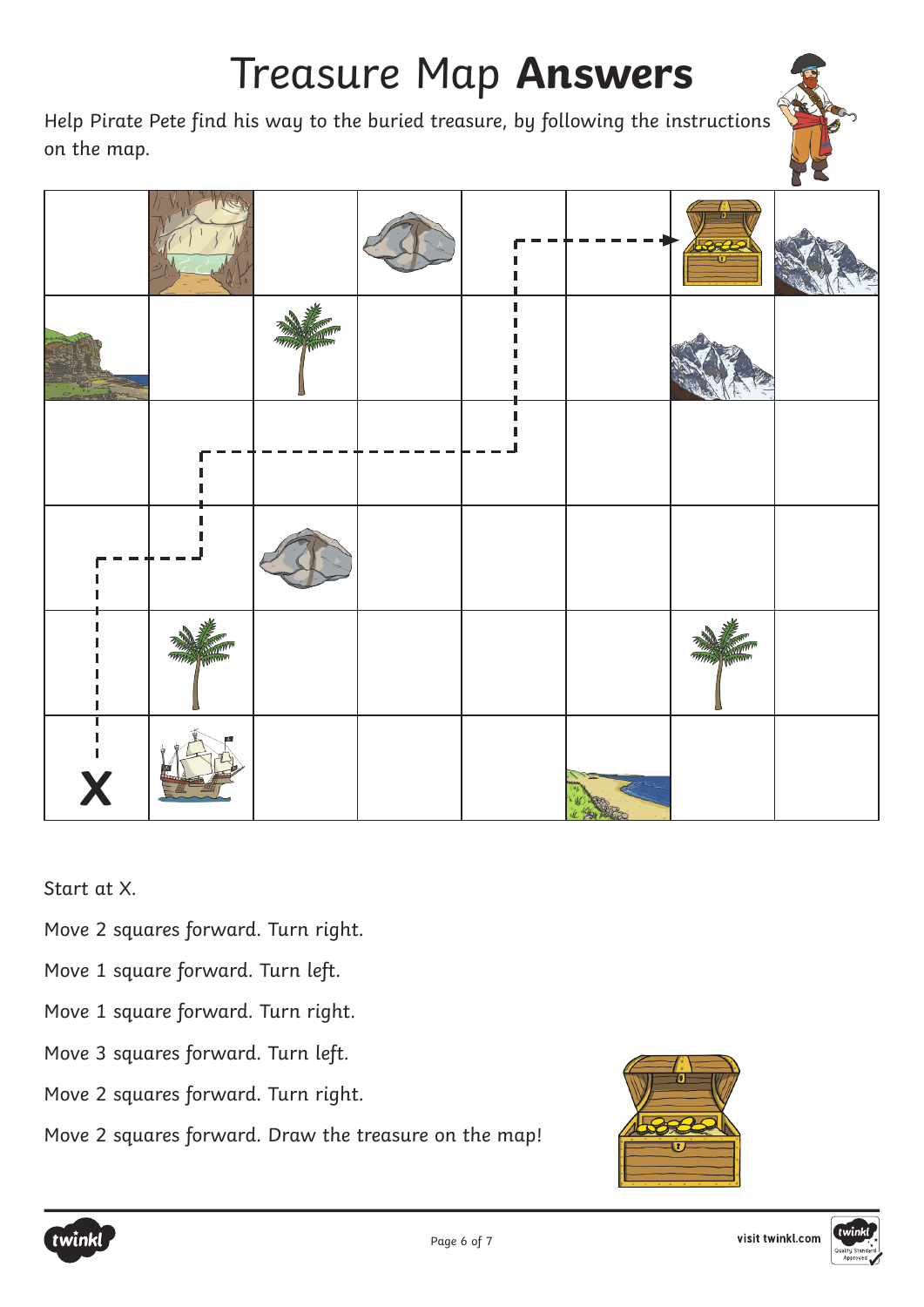# Treasure Map **Answers**

Help Pirate Pete find his way to the buried treasure, by following the instructions on the map.

X

Start at X.

Move 2 squares forward. Turn right.

Move 1 square forward. Turn left.

Move 1 square forward. Turn right.

Move 3 squares forward. Turn left.

Move 2 squares forward. Turn right.

Move 2 squares forward. Draw the treasure on the map!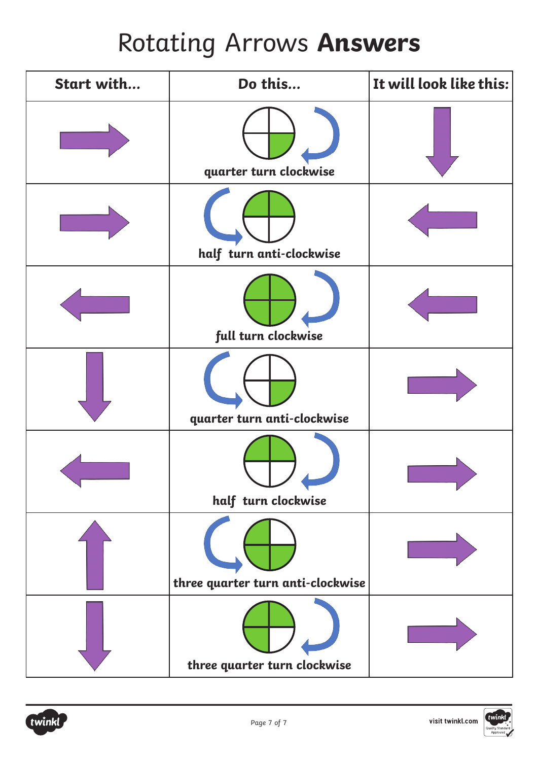# Rotating Arrows **Answers**

| Start with... | Do this... | It will look like this: |
| --- | --- | --- |
| | quarter turn clockwise | |
| | half turn anti-clockwise | |
| | full turn clockwise | |
| | quarter turn anti-clockwise | |
| | half turn clockwise | |
| | three quarter turn anti-clockwise | |
| | three quarter turn clockwise | |